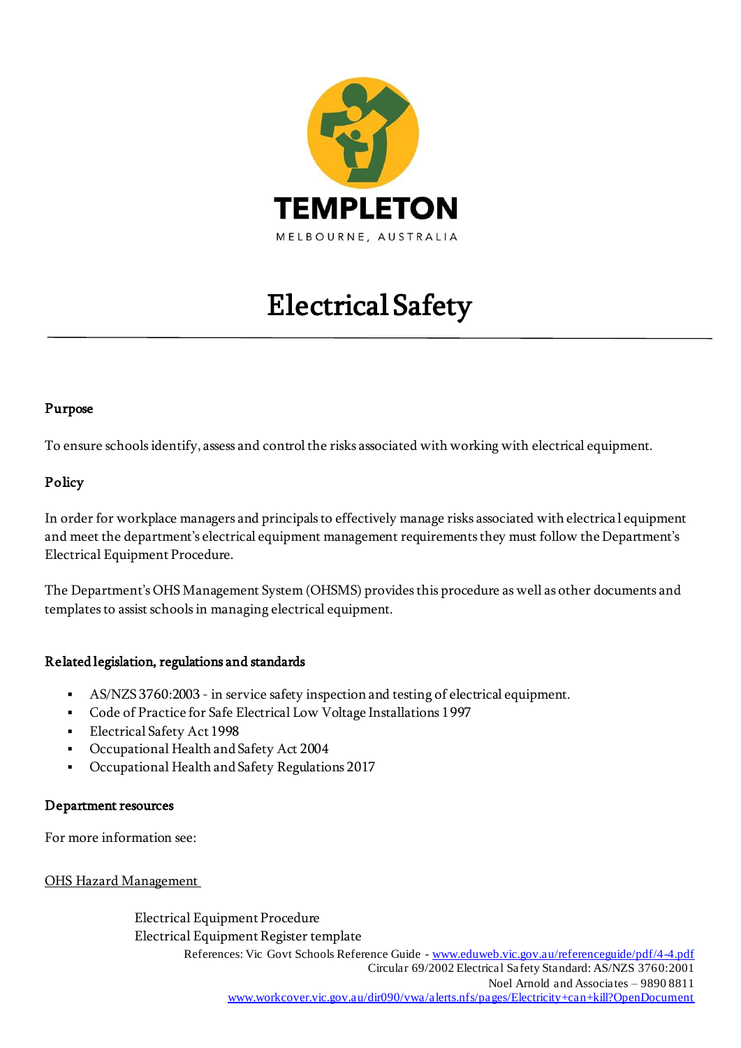TEMPLETON

MELBOURNE, AUSTRALIA

# Electrical Safety

---

### Purpose

To ensure schools identify, assess and control the risks associated with working with electrical equipment.

### Policy

In order for workplace managers and principals to effectively manage risks associated with electrical equipment and meet the department's electrical equipment management requirements they must follow the Department's Electrical Equipment Procedure.

The Department's OHS Management System (OHSMS) provides this procedure as well as other documents and templates to assist schools in managing electrical equipment.

### Related legislation, regulations and standards

- AS/NZS 3760:2003 - in service safety inspection and testing of electrical equipment.
- Code of Practice for Safe Electrical Low Voltage Installations 1997
- Electrical Safety Act 1998
- Occupational Health and Safety Act 2004
- Occupational Health and Safety Regulations 2017

### Department resources

For more information see:

OHS Hazard Management

Electrical Equipment Procedure
Electrical Equipment Register template

References: Vic Govt Schools Reference Guide - www.eduweb.vic.gov.au/referenceguide/pdf/4-4.pdf
Circular 69/2002 Electrical Safety Standard: AS/NZS 3760:2001
Noel Arnold and Associates – 9890 8811
www.workcover.vic.gov.au/dir090/vwa/alerts.nfs/pages/Electricity+can+kill?OpenDocument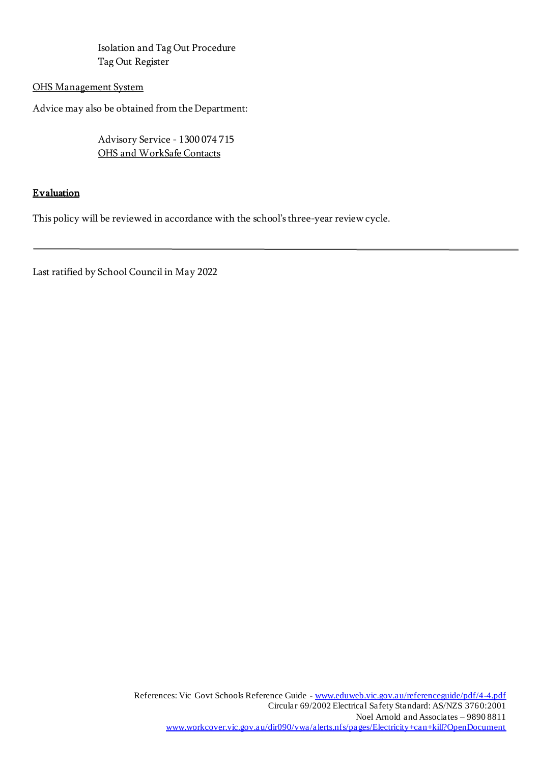Isolation and Tag Out Procedure
Tag Out Register

OHS Management System

Advice may also be obtained from the Department:

Advisory Service - 1300 074 715
OHS and WorkSafe Contacts

## Evaluation

This policy will be reviewed in accordance with the school's three-year review cycle.

---

Last ratified by School Council in May 2022

References: Vic Govt Schools Reference Guide - www.eduweb.vic.gov.au/referenceguide/pdf/4-4.pdf
Circular 69/2002 Electrical Safety Standard: AS/NZS 3760:2001
Noel Arnold and Associates – 9890 8811
www.workcover.vic.gov.au/dir090/vwa/alerts.nfs/pages/Electricity+can+kill?OpenDocument